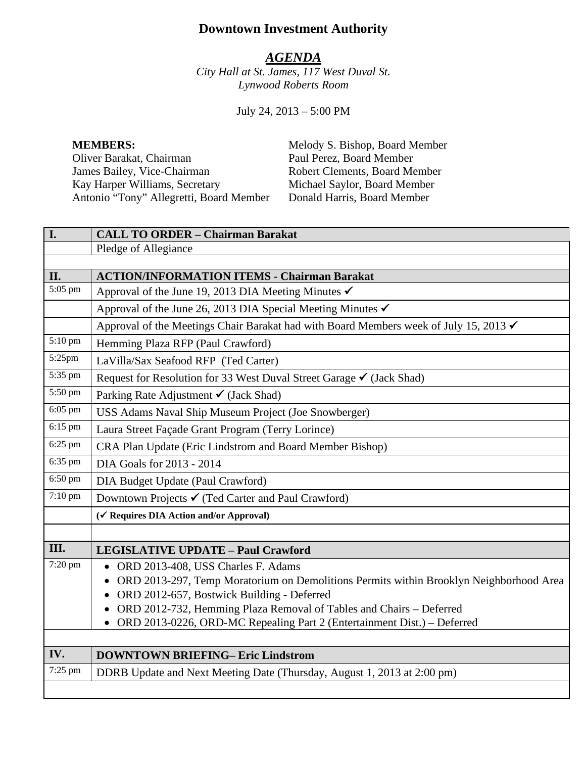# Downtown Investment Authority

## *AGENDA*

*City Hall at St. James, 117 West Duval St.*
*Lynwood Roberts Room*

July 24, 2013 – 5:00 PM

**MEMBERS:**
Oliver Barakat, Chairman
James Bailey, Vice-Chairman
Kay Harper Williams, Secretary
Antonio "Tony" Allegretti, Board Member
Melody S. Bishop, Board Member
Paul Perez, Board Member
Robert Clements, Board Member
Michael Saylor, Board Member
Donald Harris, Board Member

| **I.** | **CALL TO ORDER – Chairman Barakat** |
|---|---|
| | Pledge of Allegiance |
| | |
| **II.** | **ACTION/INFORMATION ITEMS - Chairman Barakat** |
| 5:05 pm | Approval of the June 19, 2013 DIA Meeting Minutes ✔ |
| | Approval of the June 26, 2013 DIA Special Meeting Minutes ✔ |
| | Approval of the Meetings Chair Barakat had with Board Members week of July 15, 2013 ✔ |
| 5:10 pm | Hemming Plaza RFP (Paul Crawford) |
| 5:25pm | LaVilla/Sax Seafood RFP (Ted Carter) |
| 5:35 pm | Request for Resolution for 33 West Duval Street Garage ✔ (Jack Shad) |
| 5:50 pm | Parking Rate Adjustment ✔ (Jack Shad) |
| 6:05 pm | USS Adams Naval Ship Museum Project (Joe Snowberger) |
| 6:15 pm | Laura Street Façade Grant Program (Terry Lorince) |
| 6:25 pm | CRA Plan Update (Eric Lindstrom and Board Member Bishop) |
| 6:35 pm | DIA Goals for 2013 - 2014 |
| 6:50 pm | DIA Budget Update (Paul Crawford) |
| 7:10 pm | Downtown Projects ✔ (Ted Carter and Paul Crawford) |
| | **(✔ Requires DIA Action and/or Approval)** |
| | |
| **III.** | **LEGISLATIVE UPDATE – Paul Crawford** |
| 7:20 pm | • ORD 2013-408, USS Charles F. Adams<br>• ORD 2013-297, Temp Moratorium on Demolitions Permits within Brooklyn Neighborhood Area<br>• ORD 2012-657, Bostwick Building - Deferred<br>• ORD 2012-732, Hemming Plaza Removal of Tables and Chairs – Deferred<br>• ORD 2013-0226, ORD-MC Repealing Part 2 (Entertainment Dist.) – Deferred |
| | |
| **IV.** | **DOWNTOWN BRIEFING– Eric Lindstrom** |
| 7:25 pm | DDRB Update and Next Meeting Date (Thursday, August 1, 2013 at 2:00 pm) |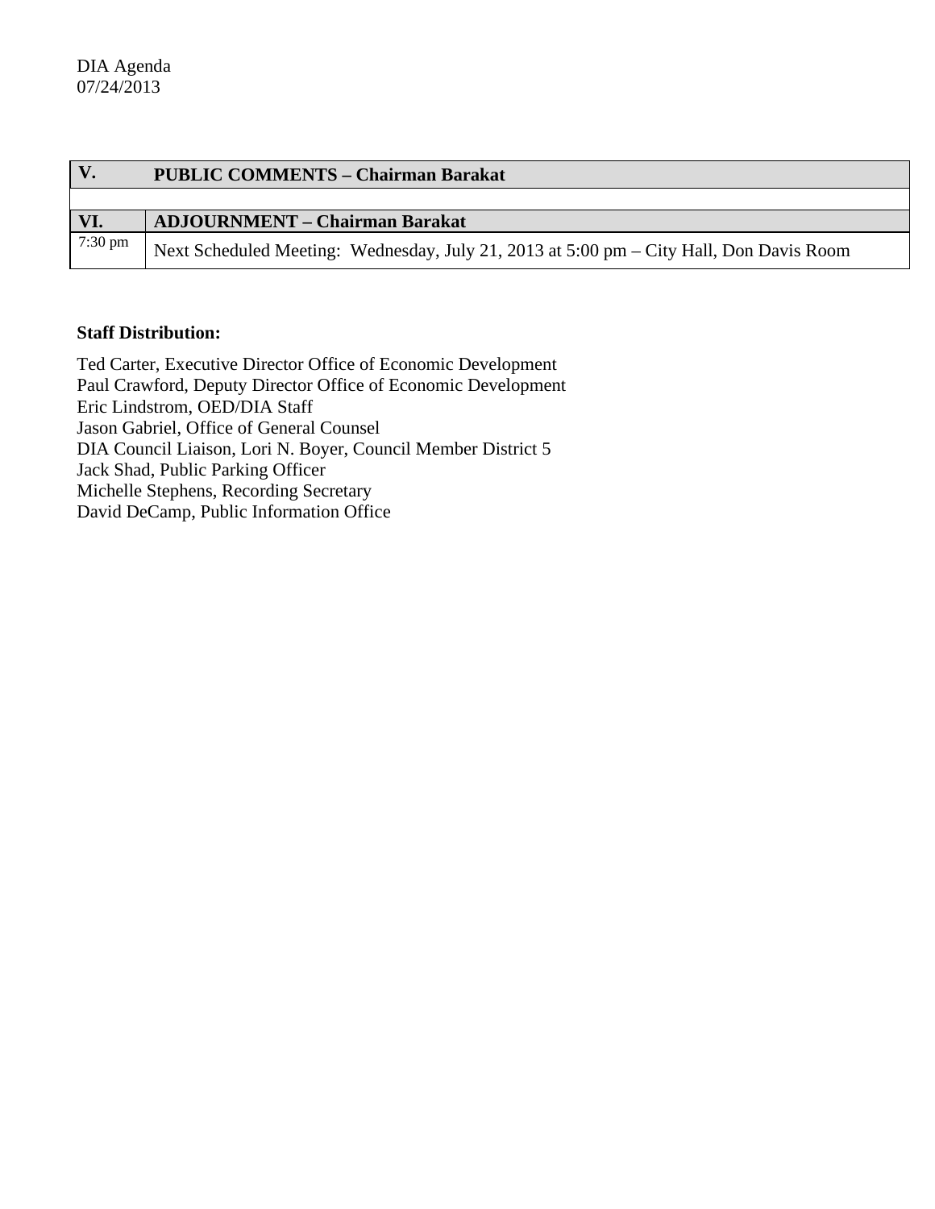| V. | PUBLIC COMMENTS – Chairman Barakat |
|---|---|
| | |
| **VI.** | **ADJOURNMENT – Chairman Barakat** |
| 7:30 pm | Next Scheduled Meeting: Wednesday, July 21, 2013 at 5:00 pm – City Hall, Don Davis Room |

**Staff Distribution:**

Ted Carter, Executive Director Office of Economic Development
Paul Crawford, Deputy Director Office of Economic Development
Eric Lindstrom, OED/DIA Staff
Jason Gabriel, Office of General Counsel
DIA Council Liaison, Lori N. Boyer, Council Member District 5
Jack Shad, Public Parking Officer
Michelle Stephens, Recording Secretary
David DeCamp, Public Information Office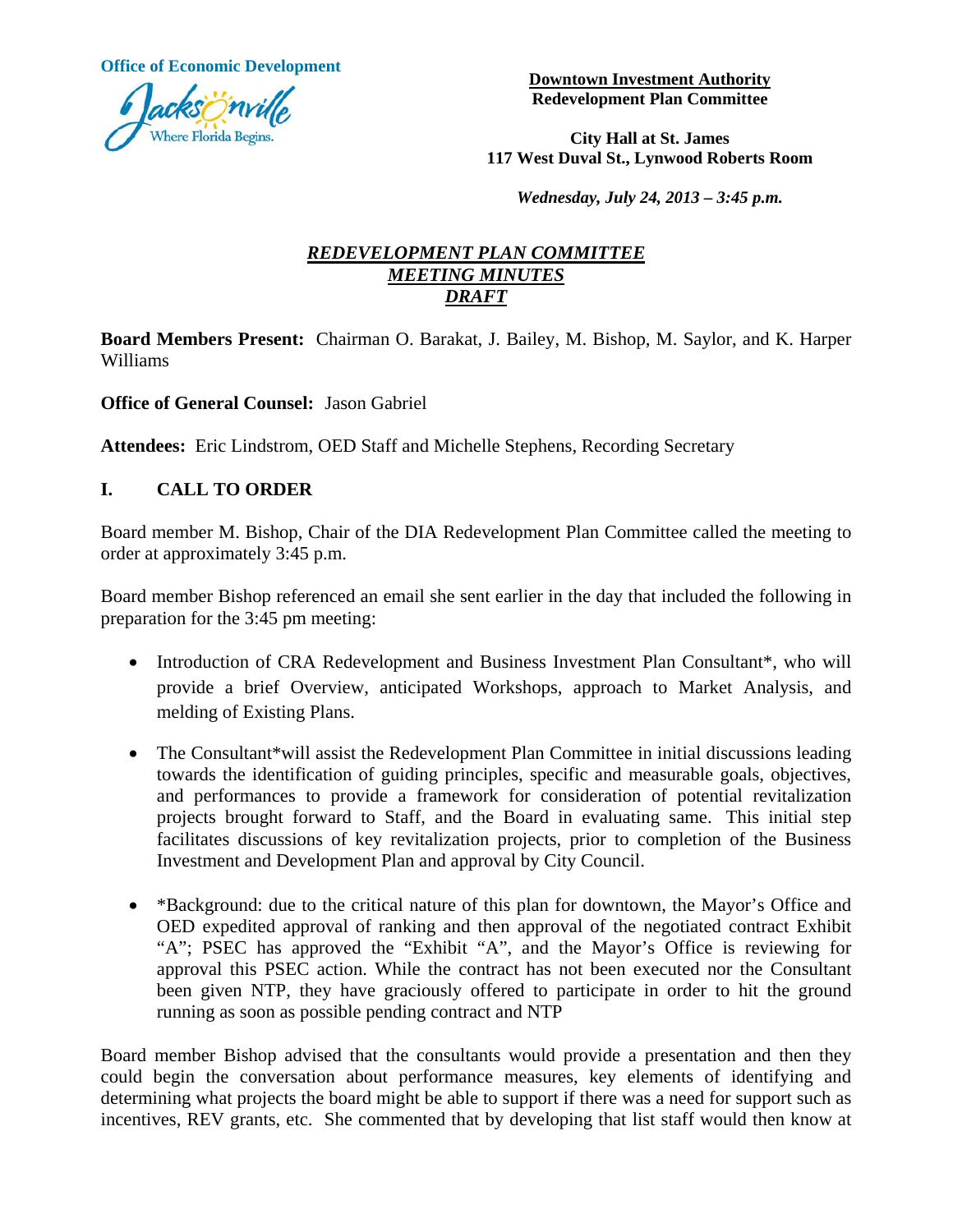**Office of Economic Development**

**Downtown Investment Authority**
**Redevelopment Plan Committee**

**City Hall at St. James**
**117 West Duval St., Lynwood Roberts Room**

***Wednesday, July 24, 2013 – 3:45 p.m.***

## ***REDEVELOPMENT PLAN COMMITTEE MEETING MINUTES DRAFT***

**Board Members Present:** Chairman O. Barakat, J. Bailey, M. Bishop, M. Saylor, and K. Harper Williams

**Office of General Counsel:** Jason Gabriel

**Attendees:** Eric Lindstrom, OED Staff and Michelle Stephens, Recording Secretary

## I. CALL TO ORDER

Board member M. Bishop, Chair of the DIA Redevelopment Plan Committee called the meeting to order at approximately 3:45 p.m.

Board member Bishop referenced an email she sent earlier in the day that included the following in preparation for the 3:45 pm meeting:

- Introduction of CRA Redevelopment and Business Investment Plan Consultant*, who will provide a brief Overview, anticipated Workshops, approach to Market Analysis, and melding of Existing Plans.
- The Consultant*will assist the Redevelopment Plan Committee in initial discussions leading towards the identification of guiding principles, specific and measurable goals, objectives, and performances to provide a framework for consideration of potential revitalization projects brought forward to Staff, and the Board in evaluating same. This initial step facilitates discussions of key revitalization projects, prior to completion of the Business Investment and Development Plan and approval by City Council.
- *Background: due to the critical nature of this plan for downtown, the Mayor's Office and OED expedited approval of ranking and then approval of the negotiated contract Exhibit "A"; PSEC has approved the "Exhibit "A", and the Mayor's Office is reviewing for approval this PSEC action. While the contract has not been executed nor the Consultant been given NTP, they have graciously offered to participate in order to hit the ground running as soon as possible pending contract and NTP

Board member Bishop advised that the consultants would provide a presentation and then they could begin the conversation about performance measures, key elements of identifying and determining what projects the board might be able to support if there was a need for support such as incentives, REV grants, etc. She commented that by developing that list staff would then know at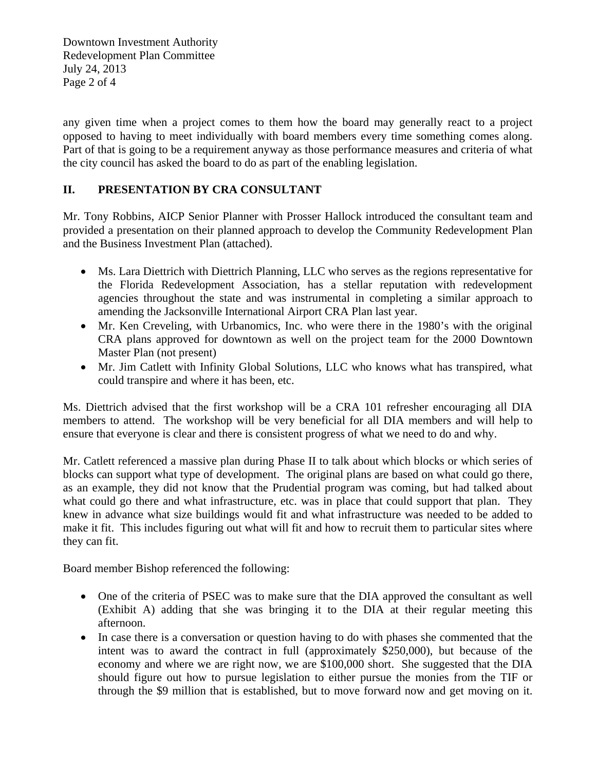any given time when a project comes to them how the board may generally react to a project opposed to having to meet individually with board members every time something comes along. Part of that is going to be a requirement anyway as those performance measures and criteria of what the city council has asked the board to do as part of the enabling legislation.

## II. PRESENTATION BY CRA CONSULTANT

Mr. Tony Robbins, AICP Senior Planner with Prosser Hallock introduced the consultant team and provided a presentation on their planned approach to develop the Community Redevelopment Plan and the Business Investment Plan (attached).

- Ms. Lara Diettrich with Diettrich Planning, LLC who serves as the regions representative for the Florida Redevelopment Association, has a stellar reputation with redevelopment agencies throughout the state and was instrumental in completing a similar approach to amending the Jacksonville International Airport CRA Plan last year.
- Mr. Ken Creveling, with Urbanomics, Inc. who were there in the 1980's with the original CRA plans approved for downtown as well on the project team for the 2000 Downtown Master Plan (not present)
- Mr. Jim Catlett with Infinity Global Solutions, LLC who knows what has transpired, what could transpire and where it has been, etc.

Ms. Diettrich advised that the first workshop will be a CRA 101 refresher encouraging all DIA members to attend. The workshop will be very beneficial for all DIA members and will help to ensure that everyone is clear and there is consistent progress of what we need to do and why.

Mr. Catlett referenced a massive plan during Phase II to talk about which blocks or which series of blocks can support what type of development. The original plans are based on what could go there, as an example, they did not know that the Prudential program was coming, but had talked about what could go there and what infrastructure, etc. was in place that could support that plan. They knew in advance what size buildings would fit and what infrastructure was needed to be added to make it fit. This includes figuring out what will fit and how to recruit them to particular sites where they can fit.

Board member Bishop referenced the following:

- One of the criteria of PSEC was to make sure that the DIA approved the consultant as well (Exhibit A) adding that she was bringing it to the DIA at their regular meeting this afternoon.
- In case there is a conversation or question having to do with phases she commented that the intent was to award the contract in full (approximately $250,000), but because of the economy and where we are right now, we are $100,000 short. She suggested that the DIA should figure out how to pursue legislation to either pursue the monies from the TIF or through the $9 million that is established, but to move forward now and get moving on it.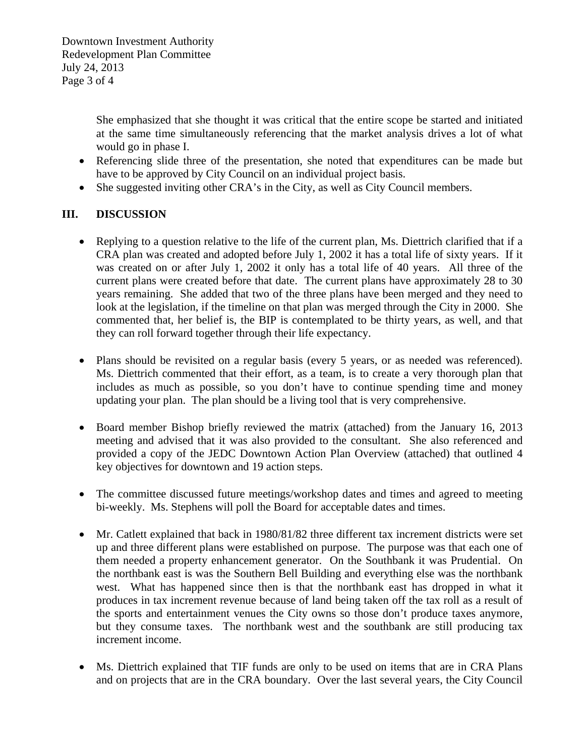She emphasized that she thought it was critical that the entire scope be started and initiated at the same time simultaneously referencing that the market analysis drives a lot of what would go in phase I.

- Referencing slide three of the presentation, she noted that expenditures can be made but have to be approved by City Council on an individual project basis.
- She suggested inviting other CRA's in the City, as well as City Council members.

## III. DISCUSSION

- Replying to a question relative to the life of the current plan, Ms. Diettrich clarified that if a CRA plan was created and adopted before July 1, 2002 it has a total life of sixty years. If it was created on or after July 1, 2002 it only has a total life of 40 years. All three of the current plans were created before that date. The current plans have approximately 28 to 30 years remaining. She added that two of the three plans have been merged and they need to look at the legislation, if the timeline on that plan was merged through the City in 2000. She commented that, her belief is, the BIP is contemplated to be thirty years, as well, and that they can roll forward together through their life expectancy.

- Plans should be revisited on a regular basis (every 5 years, or as needed was referenced). Ms. Diettrich commented that their effort, as a team, is to create a very thorough plan that includes as much as possible, so you don't have to continue spending time and money updating your plan. The plan should be a living tool that is very comprehensive.

- Board member Bishop briefly reviewed the matrix (attached) from the January 16, 2013 meeting and advised that it was also provided to the consultant. She also referenced and provided a copy of the JEDC Downtown Action Plan Overview (attached) that outlined 4 key objectives for downtown and 19 action steps.

- The committee discussed future meetings/workshop dates and times and agreed to meeting bi-weekly. Ms. Stephens will poll the Board for acceptable dates and times.

- Mr. Catlett explained that back in 1980/81/82 three different tax increment districts were set up and three different plans were established on purpose. The purpose was that each one of them needed a property enhancement generator. On the Southbank it was Prudential. On the northbank east is was the Southern Bell Building and everything else was the northbank west. What has happened since then is that the northbank east has dropped in what it produces in tax increment revenue because of land being taken off the tax roll as a result of the sports and entertainment venues the City owns so those don't produce taxes anymore, but they consume taxes. The northbank west and the southbank are still producing tax increment income.

- Ms. Diettrich explained that TIF funds are only to be used on items that are in CRA Plans and on projects that are in the CRA boundary. Over the last several years, the City Council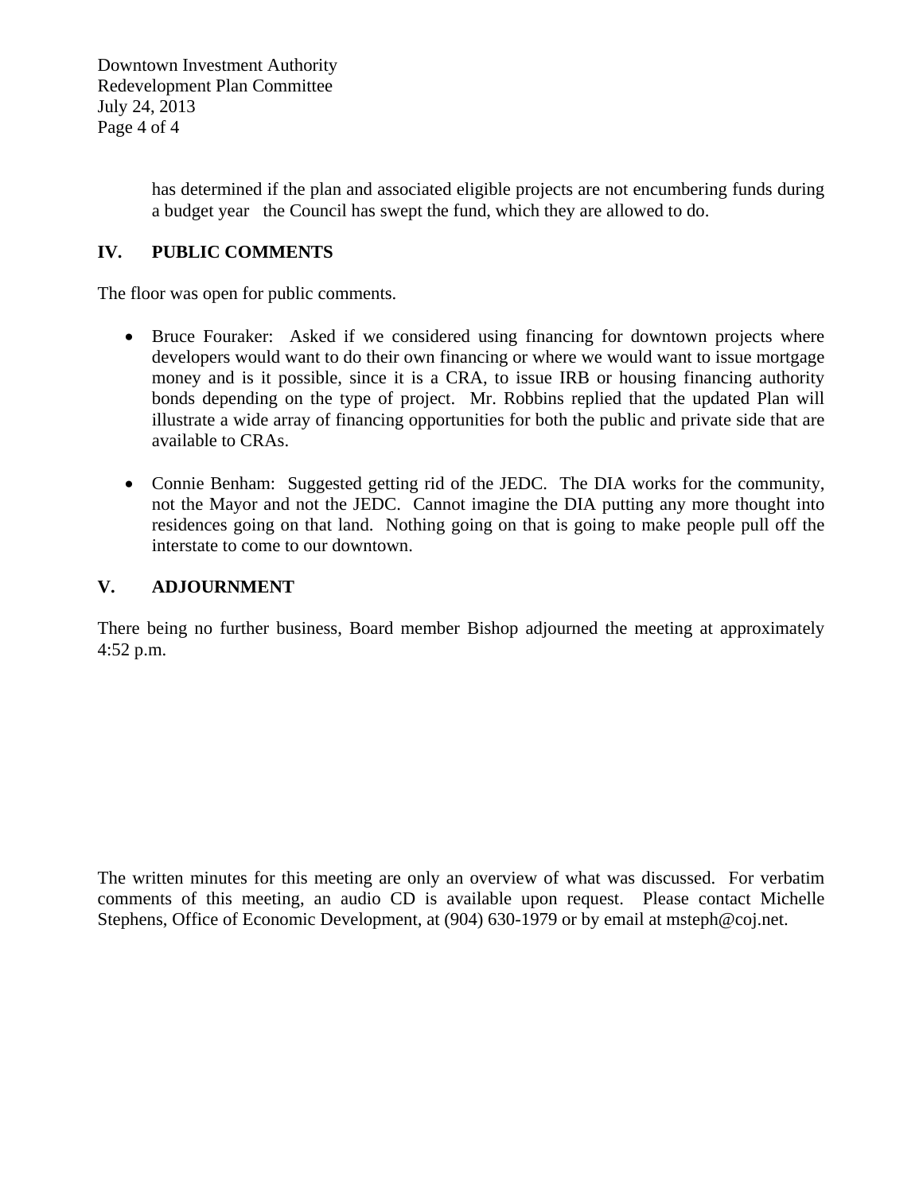has determined if the plan and associated eligible projects are not encumbering funds during a budget year the Council has swept the fund, which they are allowed to do.

## IV. PUBLIC COMMENTS

The floor was open for public comments.

- Bruce Fouraker: Asked if we considered using financing for downtown projects where developers would want to do their own financing or where we would want to issue mortgage money and is it possible, since it is a CRA, to issue IRB or housing financing authority bonds depending on the type of project. Mr. Robbins replied that the updated Plan will illustrate a wide array of financing opportunities for both the public and private side that are available to CRAs.

- Connie Benham: Suggested getting rid of the JEDC. The DIA works for the community, not the Mayor and not the JEDC. Cannot imagine the DIA putting any more thought into residences going on that land. Nothing going on that is going to make people pull off the interstate to come to our downtown.

## V. ADJOURNMENT

There being no further business, Board member Bishop adjourned the meeting at approximately 4:52 p.m.

The written minutes for this meeting are only an overview of what was discussed. For verbatim comments of this meeting, an audio CD is available upon request. Please contact Michelle Stephens, Office of Economic Development, at (904) 630-1979 or by email at msteph@coj.net.